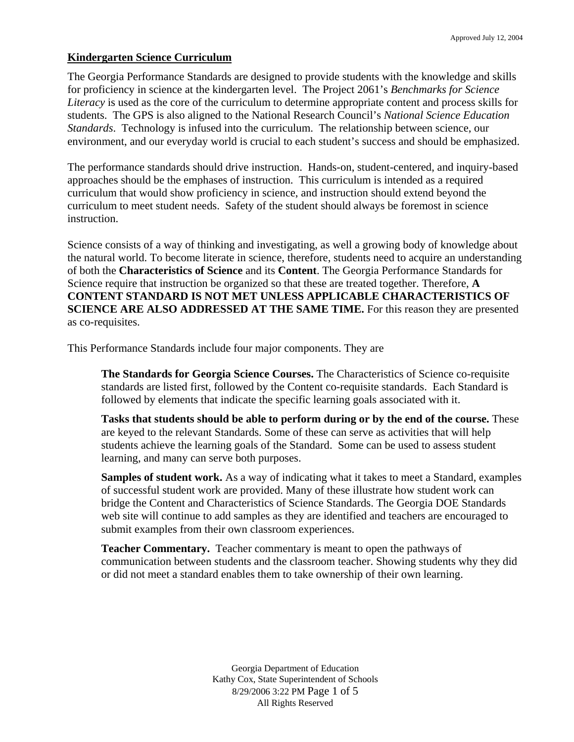Approved July 12, 2004

## Kindergarten Science Curriculum

The Georgia Performance Standards are designed to provide students with the knowledge and skills for proficiency in science at the kindergarten level. The Project 2061's *Benchmarks for Science Literacy* is used as the core of the curriculum to determine appropriate content and process skills for students. The GPS is also aligned to the National Research Council's *National Science Education Standards*. Technology is infused into the curriculum. The relationship between science, our environment, and our everyday world is crucial to each student's success and should be emphasized.

The performance standards should drive instruction. Hands-on, student-centered, and inquiry-based approaches should be the emphases of instruction. This curriculum is intended as a required curriculum that would show proficiency in science, and instruction should extend beyond the curriculum to meet student needs. Safety of the student should always be foremost in science instruction.

Science consists of a way of thinking and investigating, as well a growing body of knowledge about the natural world. To become literate in science, therefore, students need to acquire an understanding of both the **Characteristics of Science** and its **Content**. The Georgia Performance Standards for Science require that instruction be organized so that these are treated together. Therefore, **A CONTENT STANDARD IS NOT MET UNLESS APPLICABLE CHARACTERISTICS OF SCIENCE ARE ALSO ADDRESSED AT THE SAME TIME.** For this reason they are presented as co-requisites.

This Performance Standards include four major components. They are

> **The Standards for Georgia Science Courses.** The Characteristics of Science co-requisite standards are listed first, followed by the Content co-requisite standards. Each Standard is followed by elements that indicate the specific learning goals associated with it.
>
> **Tasks that students should be able to perform during or by the end of the course.** These are keyed to the relevant Standards. Some of these can serve as activities that will help students achieve the learning goals of the Standard. Some can be used to assess student learning, and many can serve both purposes.
>
> **Samples of student work.** As a way of indicating what it takes to meet a Standard, examples of successful student work are provided. Many of these illustrate how student work can bridge the Content and Characteristics of Science Standards. The Georgia DOE Standards web site will continue to add samples as they are identified and teachers are encouraged to submit examples from their own classroom experiences.
>
> **Teacher Commentary.** Teacher commentary is meant to open the pathways of communication between students and the classroom teacher. Showing students why they did or did not meet a standard enables them to take ownership of their own learning.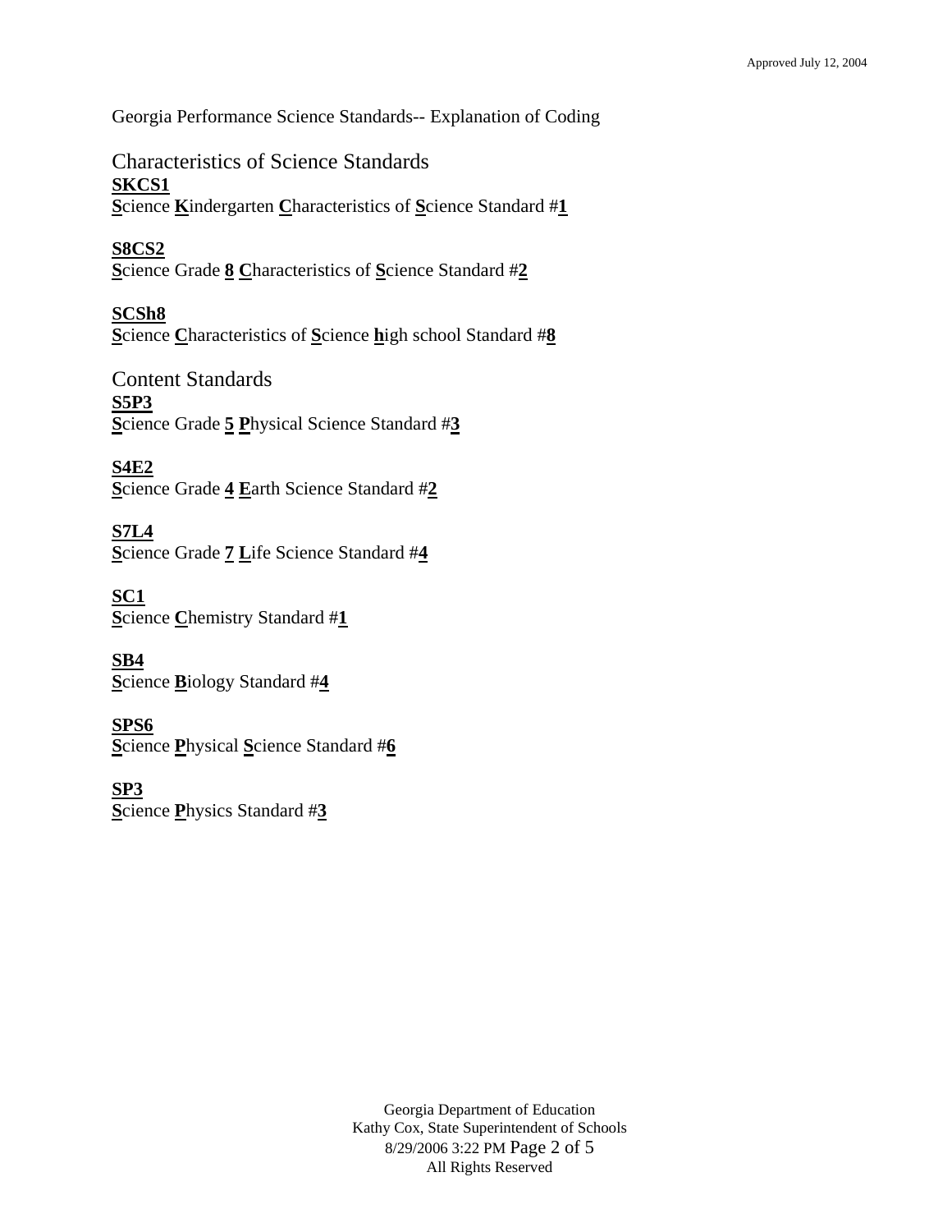Georgia Performance Science Standards-- Explanation of Coding

## Characteristics of Science Standards

**SKCS1**
**S**cience **K**indergarten **C**haracteristics of **S**cience Standard #**1**

**S8CS2**
**S**cience Grade **8** **C**haracteristics of **S**cience Standard #**2**

**SCSh8**
**S**cience **C**haracteristics of **S**cience **h**igh school Standard #**8**

## Content Standards

**S5P3**
**S**cience Grade **5** **P**hysical Science Standard #**3**

**S4E2**
**S**cience Grade **4** **E**arth Science Standard #**2**

**S7L4**
**S**cience Grade **7** **L**ife Science Standard #**4**

**SC1**
**S**cience **C**hemistry Standard #**1**

**SB4**
**S**cience **B**iology Standard #**4**

**SPS6**
**S**cience **P**hysical **S**cience Standard #**6**

**SP3**
**S**cience **P**hysics Standard #**3**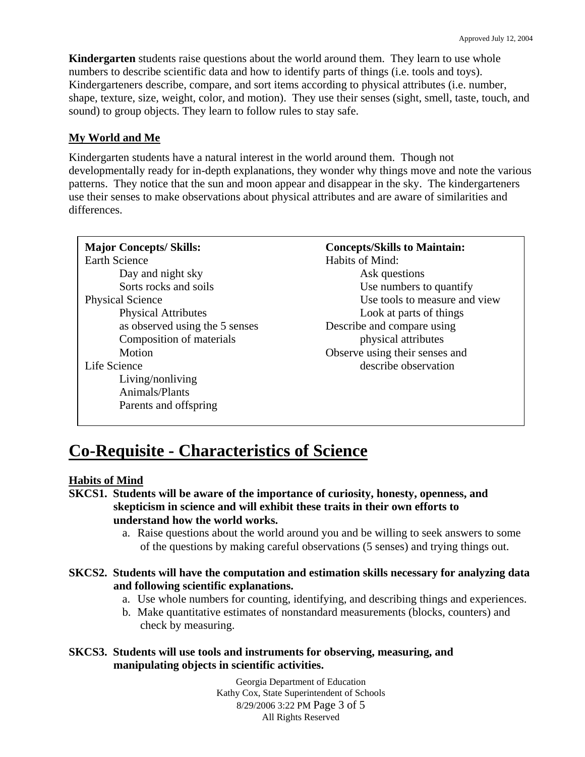Approved July 12, 2004

**Kindergarten** students raise questions about the world around them. They learn to use whole numbers to describe scientific data and how to identify parts of things (i.e. tools and toys). Kindergarteners describe, compare, and sort items according to physical attributes (i.e. number, shape, texture, size, weight, color, and motion). They use their senses (sight, smell, taste, touch, and sound) to group objects. They learn to follow rules to stay safe.

## My World and Me

Kindergarten students have a natural interest in the world around them. Though not developmentally ready for in-depth explanations, they wonder why things move and note the various patterns. They notice that the sun and moon appear and disappear in the sky. The kindergarteners use their senses to make observations about physical attributes and are aware of similarities and differences.

**Major Concepts/ Skills:**

- Earth Science
  - Day and night sky
  - Sorts rocks and soils
- Physical Science
  - Physical Attributes as observed using the 5 senses
  - Composition of materials
  - Motion
- Life Science
  - Living/nonliving
  - Animals/Plants
  - Parents and offspring

**Concepts/Skills to Maintain:**

- Habits of Mind:
  - Ask questions
  - Use numbers to quantify
  - Use tools to measure and view
  - Look at parts of things
- Describe and compare using physical attributes
- Observe using their senses and describe observation

# Co-Requisite - Characteristics of Science

### Habits of Mind

**SKCS1. Students will be aware of the importance of curiosity, honesty, openness, and skepticism in science and will exhibit these traits in their own efforts to understand how the world works.**

a. Raise questions about the world around you and be willing to seek answers to some of the questions by making careful observations (5 senses) and trying things out.

**SKCS2. Students will have the computation and estimation skills necessary for analyzing data and following scientific explanations.**

a. Use whole numbers for counting, identifying, and describing things and experiences.
b. Make quantitative estimates of nonstandard measurements (blocks, counters) and check by measuring.

**SKCS3. Students will use tools and instruments for observing, measuring, and manipulating objects in scientific activities.**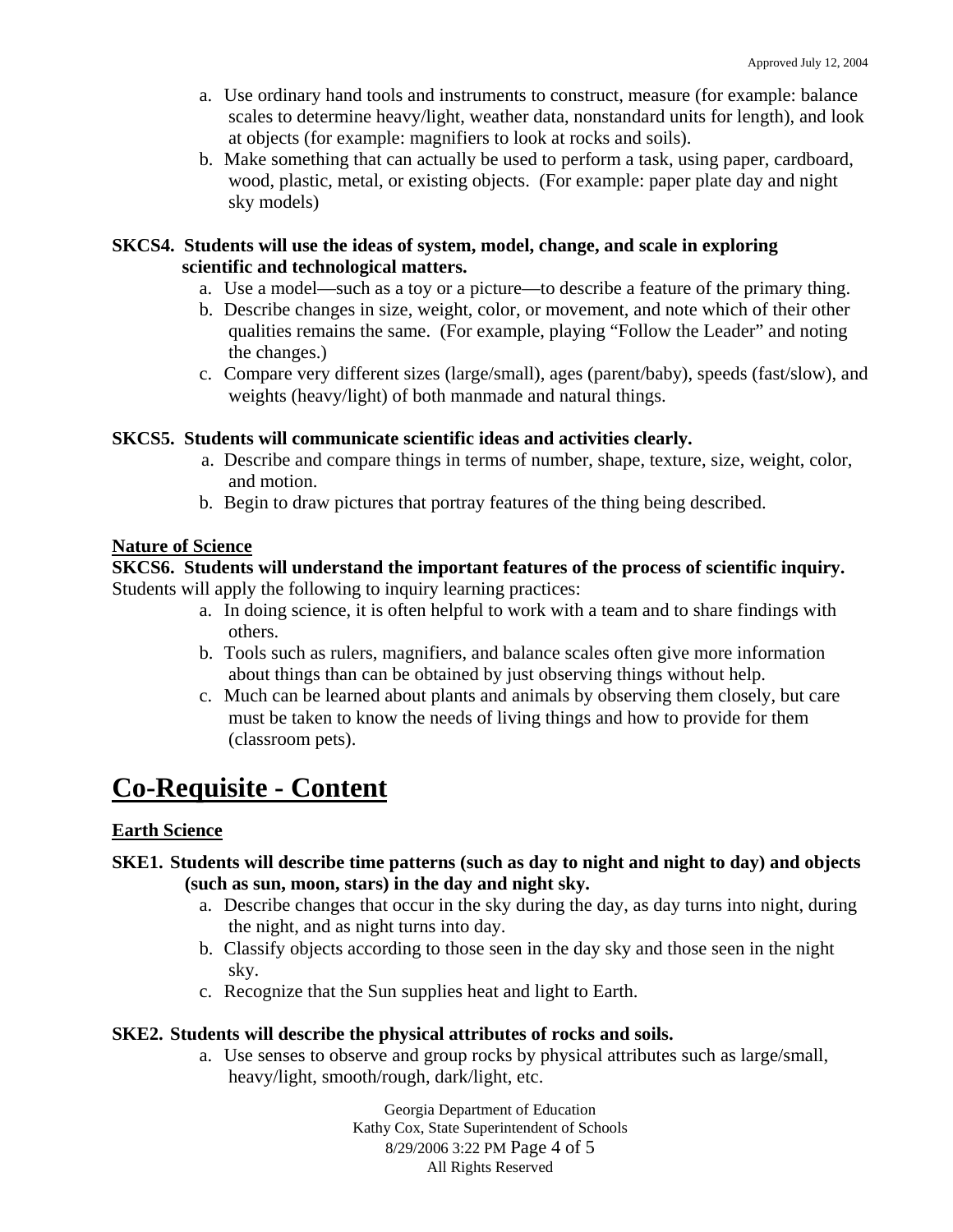a. Use ordinary hand tools and instruments to construct, measure (for example: balance scales to determine heavy/light, weather data, nonstandard units for length), and look at objects (for example: magnifiers to look at rocks and soils).
b. Make something that can actually be used to perform a task, using paper, cardboard, wood, plastic, metal, or existing objects. (For example: paper plate day and night sky models)

**SKCS4. Students will use the ideas of system, model, change, and scale in exploring scientific and technological matters.**

a. Use a model—such as a toy or a picture—to describe a feature of the primary thing.
b. Describe changes in size, weight, color, or movement, and note which of their other qualities remains the same. (For example, playing "Follow the Leader" and noting the changes.)
c. Compare very different sizes (large/small), ages (parent/baby), speeds (fast/slow), and weights (heavy/light) of both manmade and natural things.

**SKCS5. Students will communicate scientific ideas and activities clearly.**

a. Describe and compare things in terms of number, shape, texture, size, weight, color, and motion.
b. Begin to draw pictures that portray features of the thing being described.

### Nature of Science

**SKCS6. Students will understand the important features of the process of scientific inquiry.**
Students will apply the following to inquiry learning practices:

a. In doing science, it is often helpful to work with a team and to share findings with others.
b. Tools such as rulers, magnifiers, and balance scales often give more information about things than can be obtained by just observing things without help.
c. Much can be learned about plants and animals by observing them closely, but care must be taken to know the needs of living things and how to provide for them (classroom pets).

## Co-Requisite - Content

### Earth Science

**SKE1. Students will describe time patterns (such as day to night and night to day) and objects (such as sun, moon, stars) in the day and night sky.**

a. Describe changes that occur in the sky during the day, as day turns into night, during the night, and as night turns into day.
b. Classify objects according to those seen in the day sky and those seen in the night sky.
c. Recognize that the Sun supplies heat and light to Earth.

**SKE2. Students will describe the physical attributes of rocks and soils.**

a. Use senses to observe and group rocks by physical attributes such as large/small, heavy/light, smooth/rough, dark/light, etc.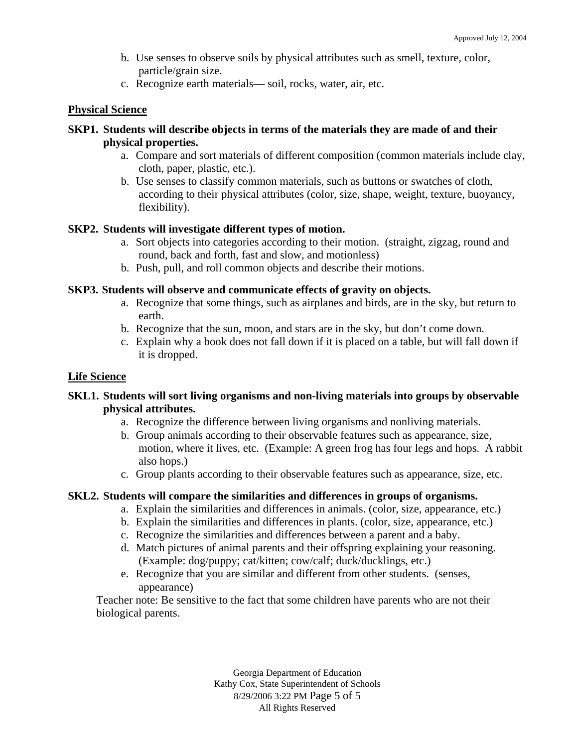b. Use senses to observe soils by physical attributes such as smell, texture, color, particle/grain size.
c. Recognize earth materials— soil, rocks, water, air, etc.

## Physical Science

**SKP1. Students will describe objects in terms of the materials they are made of and their physical properties.**

a. Compare and sort materials of different composition (common materials include clay, cloth, paper, plastic, etc.).
b. Use senses to classify common materials, such as buttons or swatches of cloth, according to their physical attributes (color, size, shape, weight, texture, buoyancy, flexibility).

**SKP2. Students will investigate different types of motion.**

a. Sort objects into categories according to their motion. (straight, zigzag, round and round, back and forth, fast and slow, and motionless)
b. Push, pull, and roll common objects and describe their motions.

**SKP3. Students will observe and communicate effects of gravity on objects.**

a. Recognize that some things, such as airplanes and birds, are in the sky, but return to earth.
b. Recognize that the sun, moon, and stars are in the sky, but don't come down.
c. Explain why a book does not fall down if it is placed on a table, but will fall down if it is dropped.

## Life Science

**SKL1. Students will sort living organisms and non-living materials into groups by observable physical attributes.**

a. Recognize the difference between living organisms and nonliving materials.
b. Group animals according to their observable features such as appearance, size, motion, where it lives, etc. (Example: A green frog has four legs and hops. A rabbit also hops.)
c. Group plants according to their observable features such as appearance, size, etc.

**SKL2. Students will compare the similarities and differences in groups of organisms.**

a. Explain the similarities and differences in animals. (color, size, appearance, etc.)
b. Explain the similarities and differences in plants. (color, size, appearance, etc.)
c. Recognize the similarities and differences between a parent and a baby.
d. Match pictures of animal parents and their offspring explaining your reasoning. (Example: dog/puppy; cat/kitten; cow/calf; duck/ducklings, etc.)
e. Recognize that you are similar and different from other students. (senses, appearance)

Teacher note: Be sensitive to the fact that some children have parents who are not their biological parents.